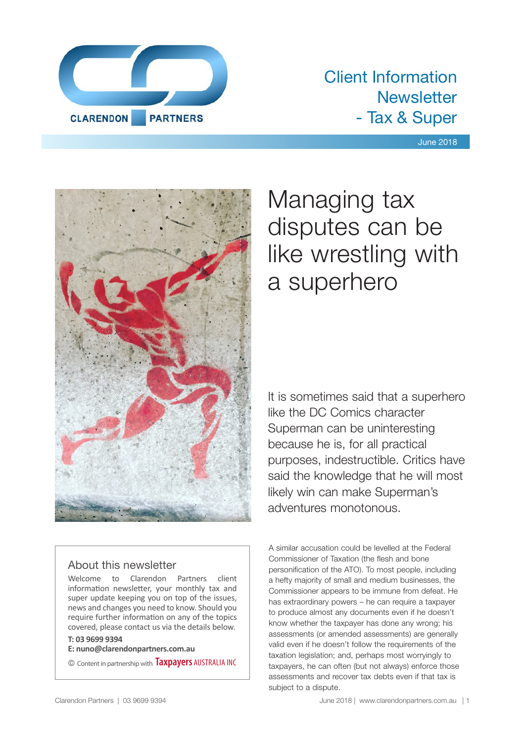# Client Information Newsletter - Tax & Super

June 2018

## Managing tax disputes can be like wrestling with a superhero

It is sometimes said that a superhero like the DC Comics character Superman can be uninteresting because he is, for all practical purposes, indestructible. Critics have said the knowledge that he will most likely win can make Superman's adventures monotonous.

A similar accusation could be levelled at the Federal Commissioner of Taxation (the flesh and bone personification of the ATO). To most people, including a hefty majority of small and medium businesses, the Commissioner appears to be immune from defeat. He has extraordinary powers – he can require a taxpayer to produce almost any documents even if he doesn't know whether the taxpayer has done any wrong; his assessments (or amended assessments) are generally valid even if he doesn't follow the requirements of the taxation legislation; and, perhaps most worryingly to taxpayers, he can often (but not always) enforce those assessments and recover tax debts even if that tax is subject to a dispute.

### About this newsletter

Welcome to Clarendon Partners client information newsletter, your monthly tax and super update keeping you on top of the issues, news and changes you need to know. Should you require further information on any of the topics covered, please contact us via the details below.

**T: 03 9699 9394**
**E: nuno@clarendonpartners.com.au**

© Content in partnership with Taxpayers AUSTRALIA INC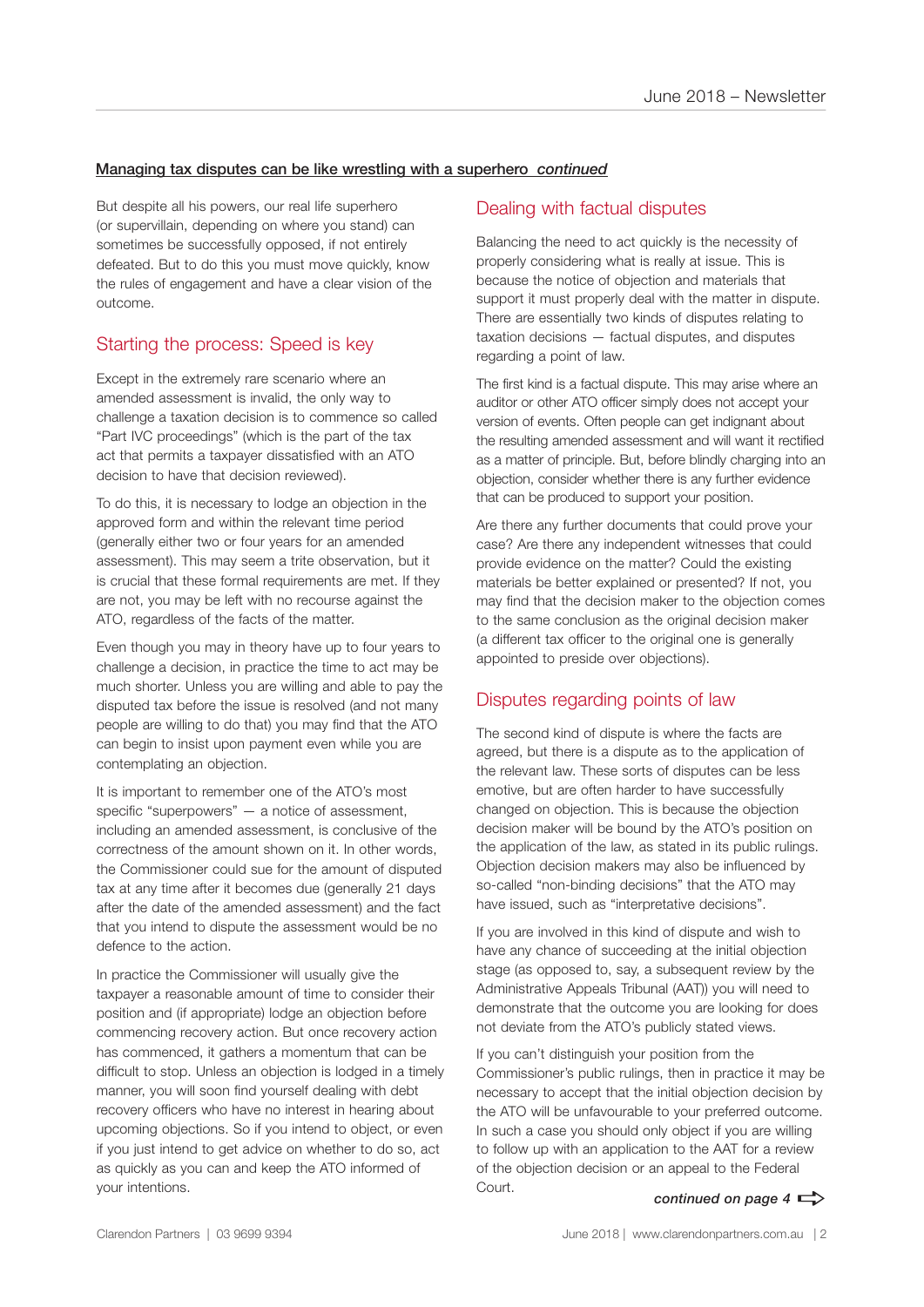**Managing tax disputes can be like wrestling with a superhero *continued***

But despite all his powers, our real life superhero (or supervillain, depending on where you stand) can sometimes be successfully opposed, if not entirely defeated. But to do this you must move quickly, know the rules of engagement and have a clear vision of the outcome.

## Starting the process: Speed is key

Except in the extremely rare scenario where an amended assessment is invalid, the only way to challenge a taxation decision is to commence so called "Part IVC proceedings" (which is the part of the tax act that permits a taxpayer dissatisfied with an ATO decision to have that decision reviewed).

To do this, it is necessary to lodge an objection in the approved form and within the relevant time period (generally either two or four years for an amended assessment). This may seem a trite observation, but it is crucial that these formal requirements are met. If they are not, you may be left with no recourse against the ATO, regardless of the facts of the matter.

Even though you may in theory have up to four years to challenge a decision, in practice the time to act may be much shorter. Unless you are willing and able to pay the disputed tax before the issue is resolved (and not many people are willing to do that) you may find that the ATO can begin to insist upon payment even while you are contemplating an objection.

It is important to remember one of the ATO's most specific "superpowers" — a notice of assessment, including an amended assessment, is conclusive of the correctness of the amount shown on it. In other words, the Commissioner could sue for the amount of disputed tax at any time after it becomes due (generally 21 days after the date of the amended assessment) and the fact that you intend to dispute the assessment would be no defence to the action.

In practice the Commissioner will usually give the taxpayer a reasonable amount of time to consider their position and (if appropriate) lodge an objection before commencing recovery action. But once recovery action has commenced, it gathers a momentum that can be difficult to stop. Unless an objection is lodged in a timely manner, you will soon find yourself dealing with debt recovery officers who have no interest in hearing about upcoming objections. So if you intend to object, or even if you just intend to get advice on whether to do so, act as quickly as you can and keep the ATO informed of your intentions.

## Dealing with factual disputes

Balancing the need to act quickly is the necessity of properly considering what is really at issue. This is because the notice of objection and materials that support it must properly deal with the matter in dispute. There are essentially two kinds of disputes relating to taxation decisions — factual disputes, and disputes regarding a point of law.

The first kind is a factual dispute. This may arise where an auditor or other ATO officer simply does not accept your version of events. Often people can get indignant about the resulting amended assessment and will want it rectified as a matter of principle. But, before blindly charging into an objection, consider whether there is any further evidence that can be produced to support your position.

Are there any further documents that could prove your case? Are there any independent witnesses that could provide evidence on the matter? Could the existing materials be better explained or presented? If not, you may find that the decision maker to the objection comes to the same conclusion as the original decision maker (a different tax officer to the original one is generally appointed to preside over objections).

## Disputes regarding points of law

The second kind of dispute is where the facts are agreed, but there is a dispute as to the application of the relevant law. These sorts of disputes can be less emotive, but are often harder to have successfully changed on objection. This is because the objection decision maker will be bound by the ATO's position on the application of the law, as stated in its public rulings. Objection decision makers may also be influenced by so-called "non-binding decisions" that the ATO may have issued, such as "interpretative decisions".

If you are involved in this kind of dispute and wish to have any chance of succeeding at the initial objection stage (as opposed to, say, a subsequent review by the Administrative Appeals Tribunal (AAT)) you will need to demonstrate that the outcome you are looking for does not deviate from the ATO's publicly stated views.

If you can't distinguish your position from the Commissioner's public rulings, then in practice it may be necessary to accept that the initial objection decision by the ATO will be unfavourable to your preferred outcome. In such a case you should only object if you are willing to follow up with an application to the AAT for a review of the objection decision or an appeal to the Federal Court.

***continued on page 4*** ➪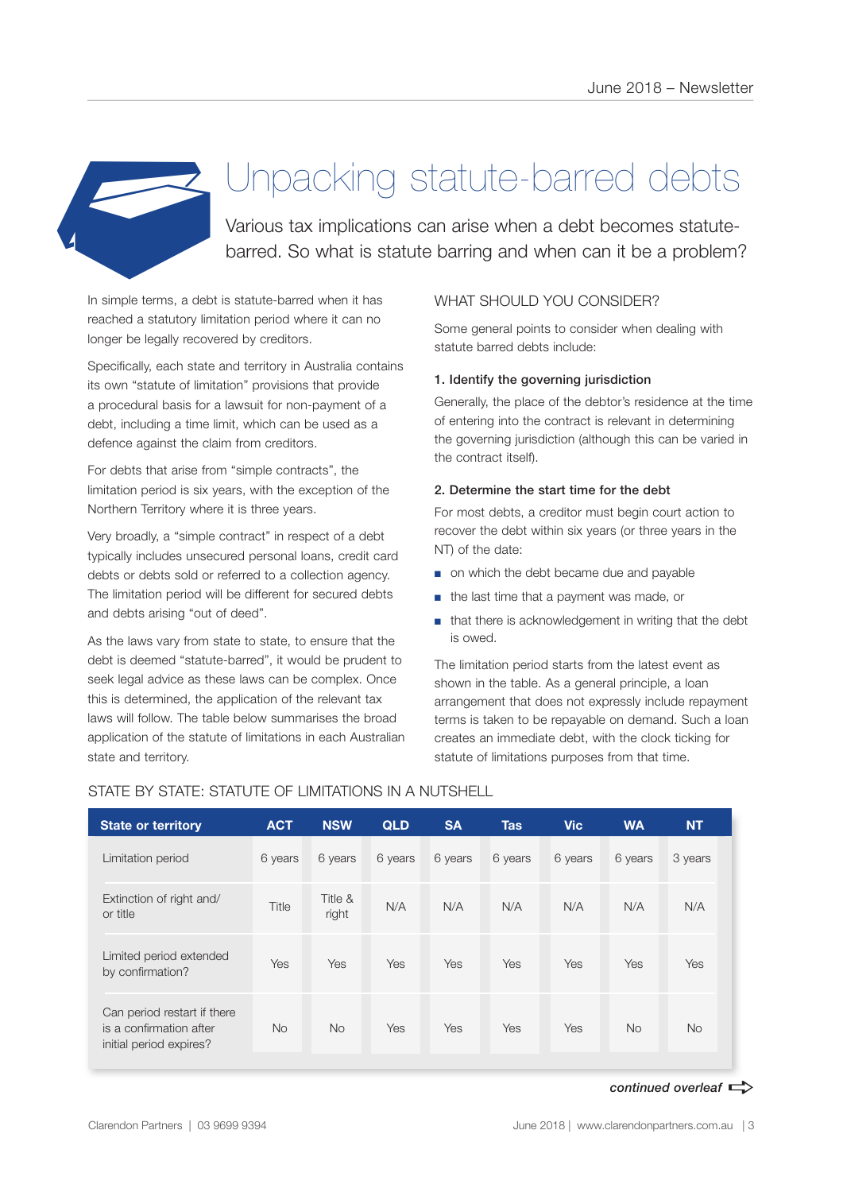# Unpacking statute-barred debts

Various tax implications can arise when a debt becomes statute-barred. So what is statute barring and when can it be a problem?

In simple terms, a debt is statute-barred when it has reached a statutory limitation period where it can no longer be legally recovered by creditors.

Specifically, each state and territory in Australia contains its own "statute of limitation" provisions that provide a procedural basis for a lawsuit for non-payment of a debt, including a time limit, which can be used as a defence against the claim from creditors.

For debts that arise from "simple contracts", the limitation period is six years, with the exception of the Northern Territory where it is three years.

Very broadly, a "simple contract" in respect of a debt typically includes unsecured personal loans, credit card debts or debts sold or referred to a collection agency. The limitation period will be different for secured debts and debts arising "out of deed".

As the laws vary from state to state, to ensure that the debt is deemed "statute-barred", it would be prudent to seek legal advice as these laws can be complex. Once this is determined, the application of the relevant tax laws will follow. The table below summarises the broad application of the statute of limitations in each Australian state and territory.

## WHAT SHOULD YOU CONSIDER?

Some general points to consider when dealing with statute barred debts include:

**1. Identify the governing jurisdiction**

Generally, the place of the debtor's residence at the time of entering into the contract is relevant in determining the governing jurisdiction (although this can be varied in the contract itself).

**2. Determine the start time for the debt**

For most debts, a creditor must begin court action to recover the debt within six years (or three years in the NT) of the date:

- on which the debt became due and payable
- the last time that a payment was made, or
- that there is acknowledgement in writing that the debt is owed.

The limitation period starts from the latest event as shown in the table. As a general principle, a loan arrangement that does not expressly include repayment terms is taken to be repayable on demand. Such a loan creates an immediate debt, with the clock ticking for statute of limitations purposes from that time.

## STATE BY STATE: STATUTE OF LIMITATIONS IN A NUTSHELL

| State or territory | ACT | NSW | QLD | SA | Tas | Vic | WA | NT |
|---|---|---|---|---|---|---|---|---|
| Limitation period | 6 years | 6 years | 6 years | 6 years | 6 years | 6 years | 6 years | 3 years |
| Extinction of right and/or title | Title | Title & right | N/A | N/A | N/A | N/A | N/A | N/A |
| Limited period extended by confirmation? | Yes | Yes | Yes | Yes | Yes | Yes | Yes | Yes |
| Can period restart if there is a confirmation after initial period expires? | No | No | Yes | Yes | Yes | Yes | No | No |

*continued overleaf*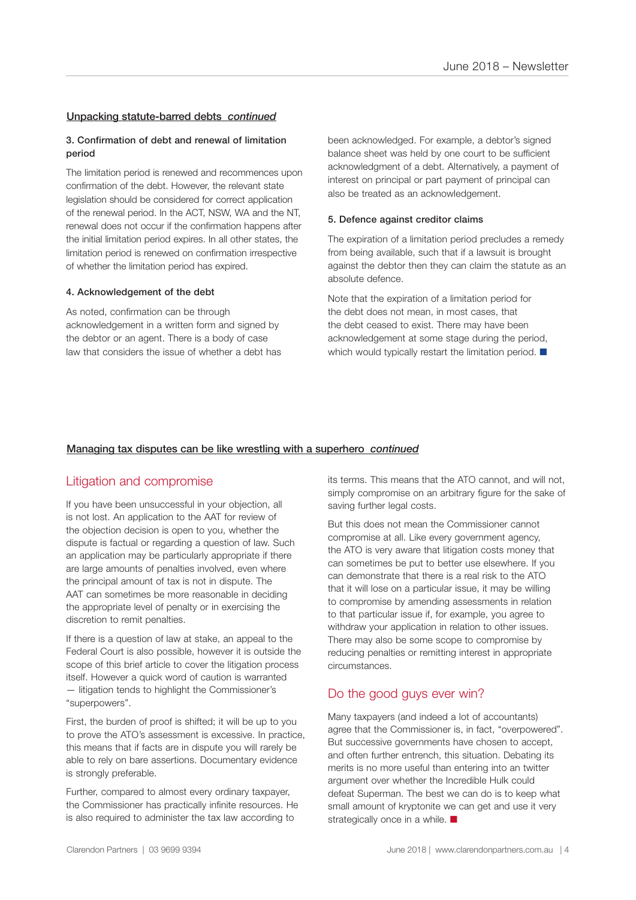## Unpacking statute-barred debts *continued*

### 3. Confirmation of debt and renewal of limitation period

The limitation period is renewed and recommences upon confirmation of the debt. However, the relevant state legislation should be considered for correct application of the renewal period. In the ACT, NSW, WA and the NT, renewal does not occur if the confirmation happens after the initial limitation period expires. In all other states, the limitation period is renewed on confirmation irrespective of whether the limitation period has expired.

### 4. Acknowledgement of the debt

As noted, confirmation can be through acknowledgement in a written form and signed by the debtor or an agent. There is a body of case law that considers the issue of whether a debt has been acknowledged. For example, a debtor's signed balance sheet was held by one court to be sufficient acknowledgment of a debt. Alternatively, a payment of interest on principal or part payment of principal can also be treated as an acknowledgement.

### 5. Defence against creditor claims

The expiration of a limitation period precludes a remedy from being available, such that if a lawsuit is brought against the debtor then they can claim the statute as an absolute defence.

Note that the expiration of a limitation period for the debt does not mean, in most cases, that the debt ceased to exist. There may have been acknowledgement at some stage during the period, which would typically restart the limitation period. ■

## Managing tax disputes can be like wrestling with a superhero *continued*

### Litigation and compromise

If you have been unsuccessful in your objection, all is not lost. An application to the AAT for review of the objection decision is open to you, whether the dispute is factual or regarding a question of law. Such an application may be particularly appropriate if there are large amounts of penalties involved, even where the principal amount of tax is not in dispute. The AAT can sometimes be more reasonable in deciding the appropriate level of penalty or in exercising the discretion to remit penalties.

If there is a question of law at stake, an appeal to the Federal Court is also possible, however it is outside the scope of this brief article to cover the litigation process itself. However a quick word of caution is warranted — litigation tends to highlight the Commissioner's "superpowers".

First, the burden of proof is shifted; it will be up to you to prove the ATO's assessment is excessive. In practice, this means that if facts are in dispute you will rarely be able to rely on bare assertions. Documentary evidence is strongly preferable.

Further, compared to almost every ordinary taxpayer, the Commissioner has practically infinite resources. He is also required to administer the tax law according to its terms. This means that the ATO cannot, and will not, simply compromise on an arbitrary figure for the sake of saving further legal costs.

But this does not mean the Commissioner cannot compromise at all. Like every government agency, the ATO is very aware that litigation costs money that can sometimes be put to better use elsewhere. If you can demonstrate that there is a real risk to the ATO that it will lose on a particular issue, it may be willing to compromise by amending assessments in relation to that particular issue if, for example, you agree to withdraw your application in relation to other issues. There may also be some scope to compromise by reducing penalties or remitting interest in appropriate circumstances.

### Do the good guys ever win?

Many taxpayers (and indeed a lot of accountants) agree that the Commissioner is, in fact, "overpowered". But successive governments have chosen to accept, and often further entrench, this situation. Debating its merits is no more useful than entering into an twitter argument over whether the Incredible Hulk could defeat Superman. The best we can do is to keep what small amount of kryptonite we can get and use it very strategically once in a while. ■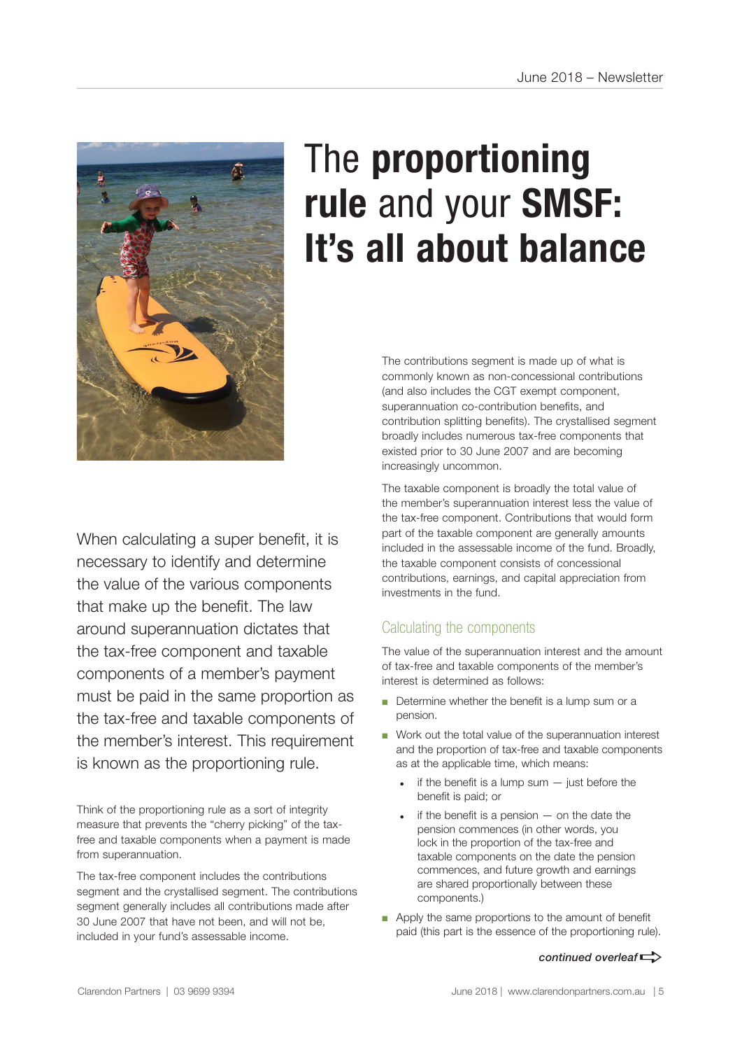# The **proportioning rule** and your **SMSF: It's all about balance**

When calculating a super benefit, it is necessary to identify and determine the value of the various components that make up the benefit. The law around superannuation dictates that the tax-free component and taxable components of a member's payment must be paid in the same proportion as the tax-free and taxable components of the member's interest. This requirement is known as the proportioning rule.

Think of the proportioning rule as a sort of integrity measure that prevents the "cherry picking" of the tax-free and taxable components when a payment is made from superannuation.

The tax-free component includes the contributions segment and the crystallised segment. The contributions segment generally includes all contributions made after 30 June 2007 that have not been, and will not be, included in your fund's assessable income.

The contributions segment is made up of what is commonly known as non-concessional contributions (and also includes the CGT exempt component, superannuation co-contribution benefits, and contribution splitting benefits). The crystallised segment broadly includes numerous tax-free components that existed prior to 30 June 2007 and are becoming increasingly uncommon.

The taxable component is broadly the total value of the member's superannuation interest less the value of the tax-free component. Contributions that would form part of the taxable component are generally amounts included in the assessable income of the fund. Broadly, the taxable component consists of concessional contributions, earnings, and capital appreciation from investments in the fund.

## Calculating the components

The value of the superannuation interest and the amount of tax-free and taxable components of the member's interest is determined as follows:

- Determine whether the benefit is a lump sum or a pension.
- Work out the total value of the superannuation interest and the proportion of tax-free and taxable components as at the applicable time, which means:
  - if the benefit is a lump sum — just before the benefit is paid; or
  - if the benefit is a pension — on the date the pension commences (in other words, you lock in the proportion of the tax-free and taxable components on the date the pension commences, and future growth and earnings are shared proportionally between these components.)
- Apply the same proportions to the amount of benefit paid (this part is the essence of the proportioning rule).

***continued overleaf***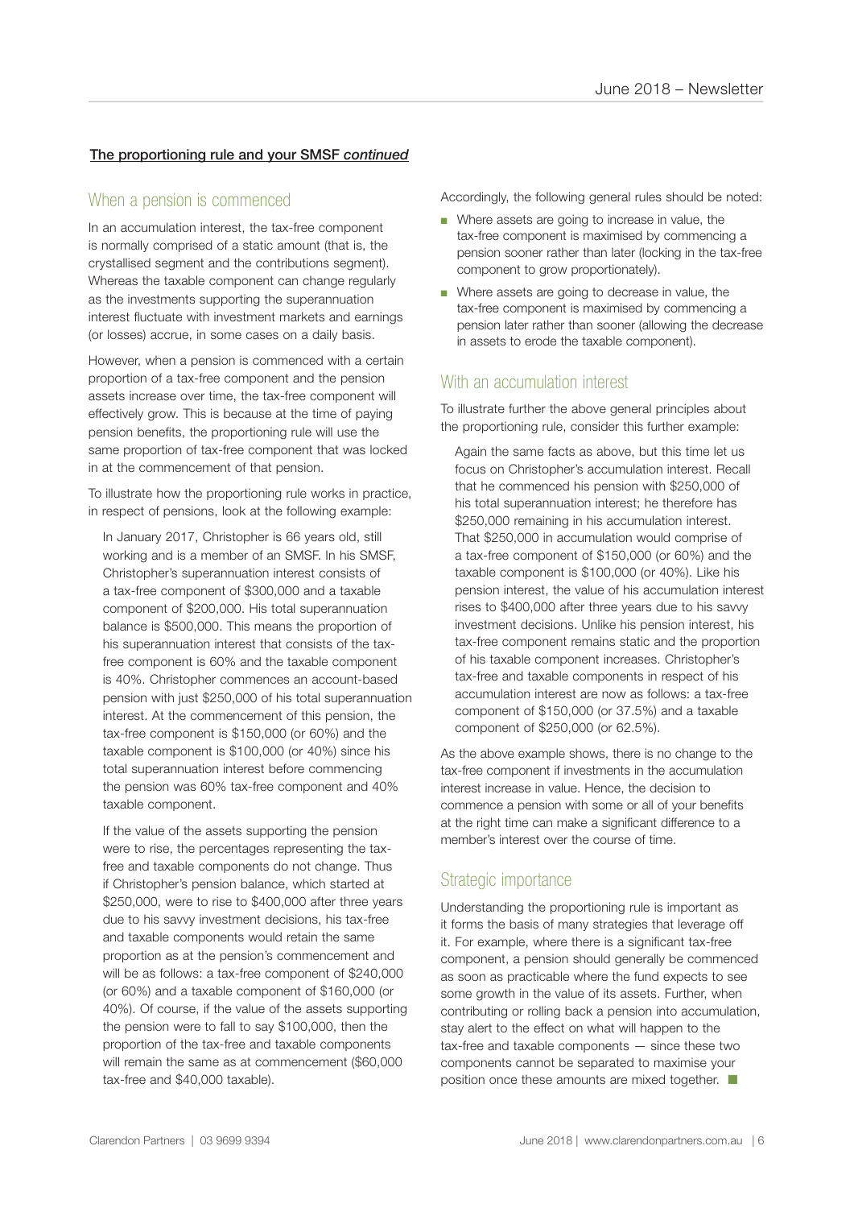**The proportioning rule and your SMSF *continued***

## When a pension is commenced

In an accumulation interest, the tax-free component is normally comprised of a static amount (that is, the crystallised segment and the contributions segment). Whereas the taxable component can change regularly as the investments supporting the superannuation interest fluctuate with investment markets and earnings (or losses) accrue, in some cases on a daily basis.

However, when a pension is commenced with a certain proportion of a tax-free component and the pension assets increase over time, the tax-free component will effectively grow. This is because at the time of paying pension benefits, the proportioning rule will use the same proportion of tax-free component that was locked in at the commencement of that pension.

To illustrate how the proportioning rule works in practice, in respect of pensions, look at the following example:

> In January 2017, Christopher is 66 years old, still working and is a member of an SMSF. In his SMSF, Christopher's superannuation interest consists of a tax-free component of $300,000 and a taxable component of $200,000. His total superannuation balance is $500,000. This means the proportion of his superannuation interest that consists of the tax-free component is 60% and the taxable component is 40%. Christopher commences an account-based pension with just $250,000 of his total superannuation interest. At the commencement of this pension, the tax-free component is $150,000 (or 60%) and the taxable component is $100,000 (or 40%) since his total superannuation interest before commencing the pension was 60% tax-free component and 40% taxable component.
>
> If the value of the assets supporting the pension were to rise, the percentages representing the tax-free and taxable components do not change. Thus if Christopher's pension balance, which started at $250,000, were to rise to $400,000 after three years due to his savvy investment decisions, his tax-free and taxable components would retain the same proportion as at the pension's commencement and will be as follows: a tax-free component of $240,000 (or 60%) and a taxable component of $160,000 (or 40%). Of course, if the value of the assets supporting the pension were to fall to say $100,000, then the proportion of the tax-free and taxable components will remain the same as at commencement ($60,000 tax-free and $40,000 taxable).

Accordingly, the following general rules should be noted:

- Where assets are going to increase in value, the tax-free component is maximised by commencing a pension sooner rather than later (locking in the tax-free component to grow proportionately).
- Where assets are going to decrease in value, the tax-free component is maximised by commencing a pension later rather than sooner (allowing the decrease in assets to erode the taxable component).

## With an accumulation interest

To illustrate further the above general principles about the proportioning rule, consider this further example:

> Again the same facts as above, but this time let us focus on Christopher's accumulation interest. Recall that he commenced his pension with $250,000 of his total superannuation interest; he therefore has $250,000 remaining in his accumulation interest. That $250,000 in accumulation would comprise of a tax-free component of $150,000 (or 60%) and the taxable component is $100,000 (or 40%). Like his pension interest, the value of his accumulation interest rises to $400,000 after three years due to his savvy investment decisions. Unlike his pension interest, his tax-free component remains static and the proportion of his taxable component increases. Christopher's tax-free and taxable components in respect of his accumulation interest are now as follows: a tax-free component of $150,000 (or 37.5%) and a taxable component of $250,000 (or 62.5%).

As the above example shows, there is no change to the tax-free component if investments in the accumulation interest increase in value. Hence, the decision to commence a pension with some or all of your benefits at the right time can make a significant difference to a member's interest over the course of time.

## Strategic importance

Understanding the proportioning rule is important as it forms the basis of many strategies that leverage off it. For example, where there is a significant tax-free component, a pension should generally be commenced as soon as practicable where the fund expects to see some growth in the value of its assets. Further, when contributing or rolling back a pension into accumulation, stay alert to the effect on what will happen to the tax-free and taxable components — since these two components cannot be separated to maximise your position once these amounts are mixed together. ■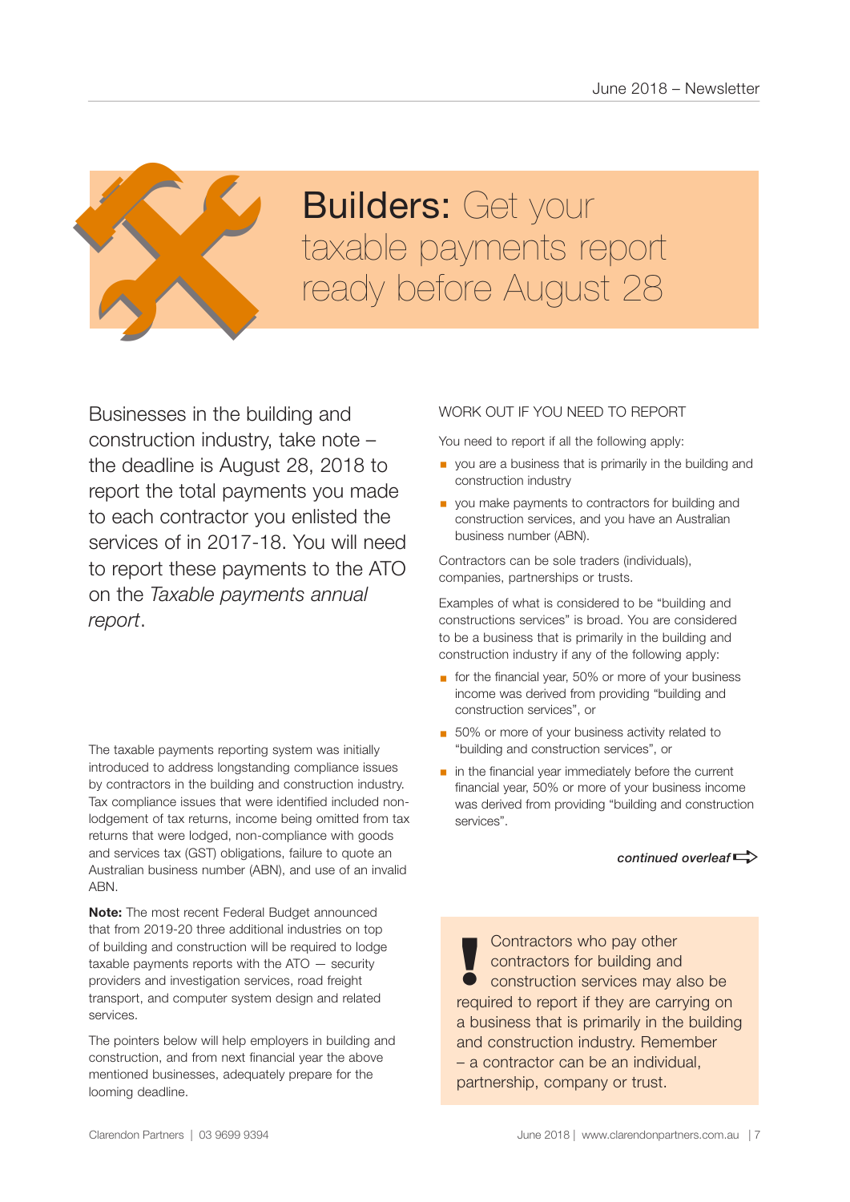# Builders: Get your taxable payments report ready before August 28

Businesses in the building and construction industry, take note – the deadline is August 28, 2018 to report the total payments you made to each contractor you enlisted the services of in 2017-18. You will need to report these payments to the ATO on the *Taxable payments annual report*.

The taxable payments reporting system was initially introduced to address longstanding compliance issues by contractors in the building and construction industry. Tax compliance issues that were identified included non-lodgement of tax returns, income being omitted from tax returns that were lodged, non-compliance with goods and services tax (GST) obligations, failure to quote an Australian business number (ABN), and use of an invalid ABN.

**Note:** The most recent Federal Budget announced that from 2019-20 three additional industries on top of building and construction will be required to lodge taxable payments reports with the ATO — security providers and investigation services, road freight transport, and computer system design and related services.

The pointers below will help employers in building and construction, and from next financial year the above mentioned businesses, adequately prepare for the looming deadline.

## WORK OUT IF YOU NEED TO REPORT

You need to report if all the following apply:

- you are a business that is primarily in the building and construction industry
- you make payments to contractors for building and construction services, and you have an Australian business number (ABN).

Contractors can be sole traders (individuals), companies, partnerships or trusts.

Examples of what is considered to be "building and constructions services" is broad. You are considered to be a business that is primarily in the building and construction industry if any of the following apply:

- for the financial year, 50% or more of your business income was derived from providing "building and construction services", or
- 50% or more of your business activity related to "building and construction services", or
- in the financial year immediately before the current financial year, 50% or more of your business income was derived from providing "building and construction services".

*continued overleaf*

**!** Contractors who pay other contractors for building and construction services may also be required to report if they are carrying on a business that is primarily in the building and construction industry. Remember – a contractor can be an individual, partnership, company or trust.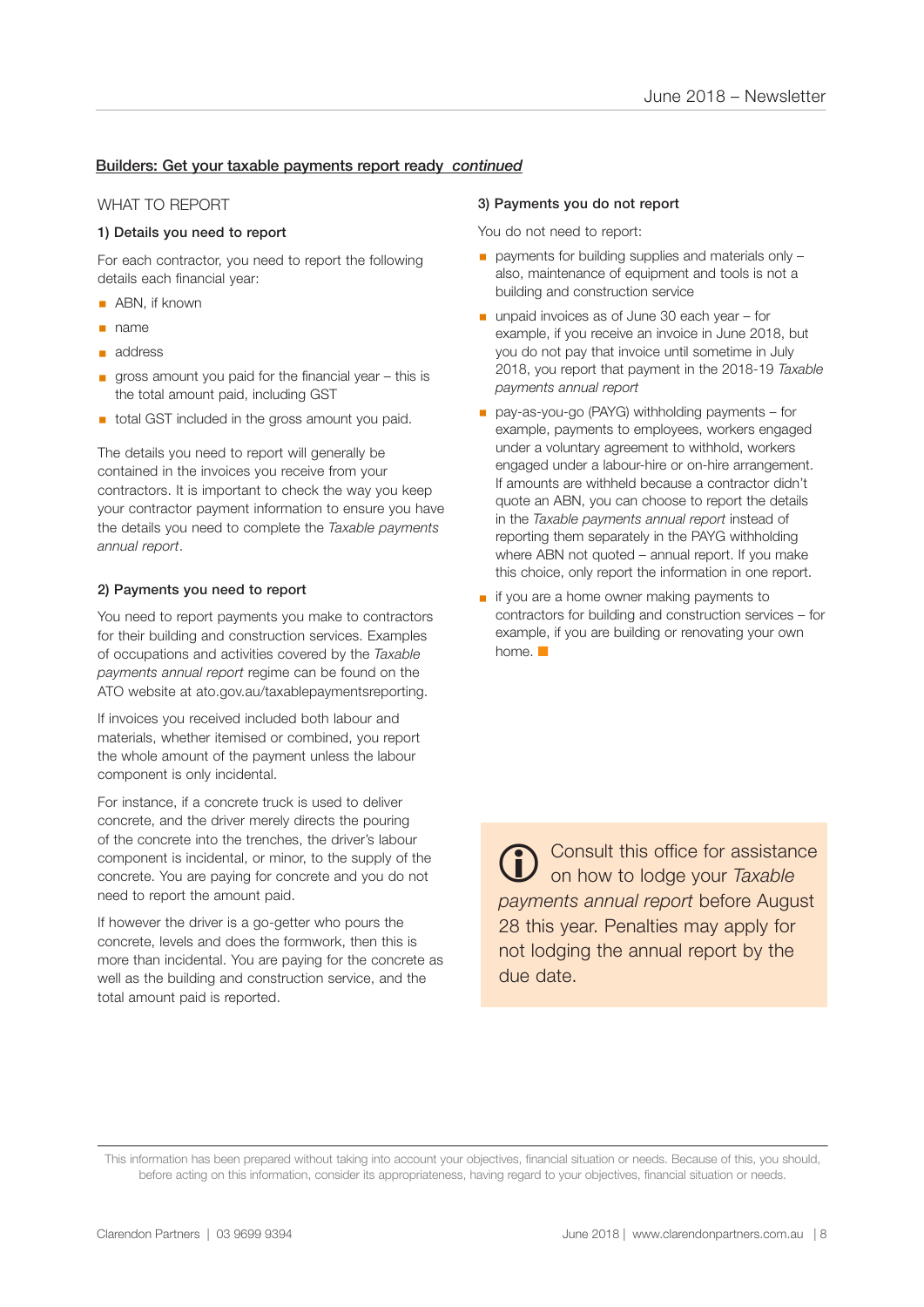## Builders: Get your taxable payments report ready *continued*

### WHAT TO REPORT

#### 1) Details you need to report

For each contractor, you need to report the following details each financial year:

- ABN, if known
- name
- address
- gross amount you paid for the financial year – this is the total amount paid, including GST
- total GST included in the gross amount you paid.

The details you need to report will generally be contained in the invoices you receive from your contractors. It is important to check the way you keep your contractor payment information to ensure you have the details you need to complete the *Taxable payments annual report*.

#### 2) Payments you need to report

You need to report payments you make to contractors for their building and construction services. Examples of occupations and activities covered by the *Taxable payments annual report* regime can be found on the ATO website at ato.gov.au/taxablepaymentsreporting.

If invoices you received included both labour and materials, whether itemised or combined, you report the whole amount of the payment unless the labour component is only incidental.

For instance, if a concrete truck is used to deliver concrete, and the driver merely directs the pouring of the concrete into the trenches, the driver's labour component is incidental, or minor, to the supply of the concrete. You are paying for concrete and you do not need to report the amount paid.

If however the driver is a go-getter who pours the concrete, levels and does the formwork, then this is more than incidental. You are paying for the concrete as well as the building and construction service, and the total amount paid is reported.

#### 3) Payments you do not report

You do not need to report:

- payments for building supplies and materials only – also, maintenance of equipment and tools is not a building and construction service
- unpaid invoices as of June 30 each year – for example, if you receive an invoice in June 2018, but you do not pay that invoice until sometime in July 2018, you report that payment in the 2018-19 *Taxable payments annual report*
- pay-as-you-go (PAYG) withholding payments – for example, payments to employees, workers engaged under a voluntary agreement to withhold, workers engaged under a labour-hire or on-hire arrangement. If amounts are withheld because a contractor didn't quote an ABN, you can choose to report the details in the *Taxable payments annual report* instead of reporting them separately in the PAYG withholding where ABN not quoted – annual report. If you make this choice, only report the information in one report.
- if you are a home owner making payments to contractors for building and construction services – for example, if you are building or renovating your own home.

Consult this office for assistance on how to lodge your *Taxable payments annual report* before August 28 this year. Penalties may apply for not lodging the annual report by the due date.

This information has been prepared without taking into account your objectives, financial situation or needs. Because of this, you should, before acting on this information, consider its appropriateness, having regard to your objectives, financial situation or needs.